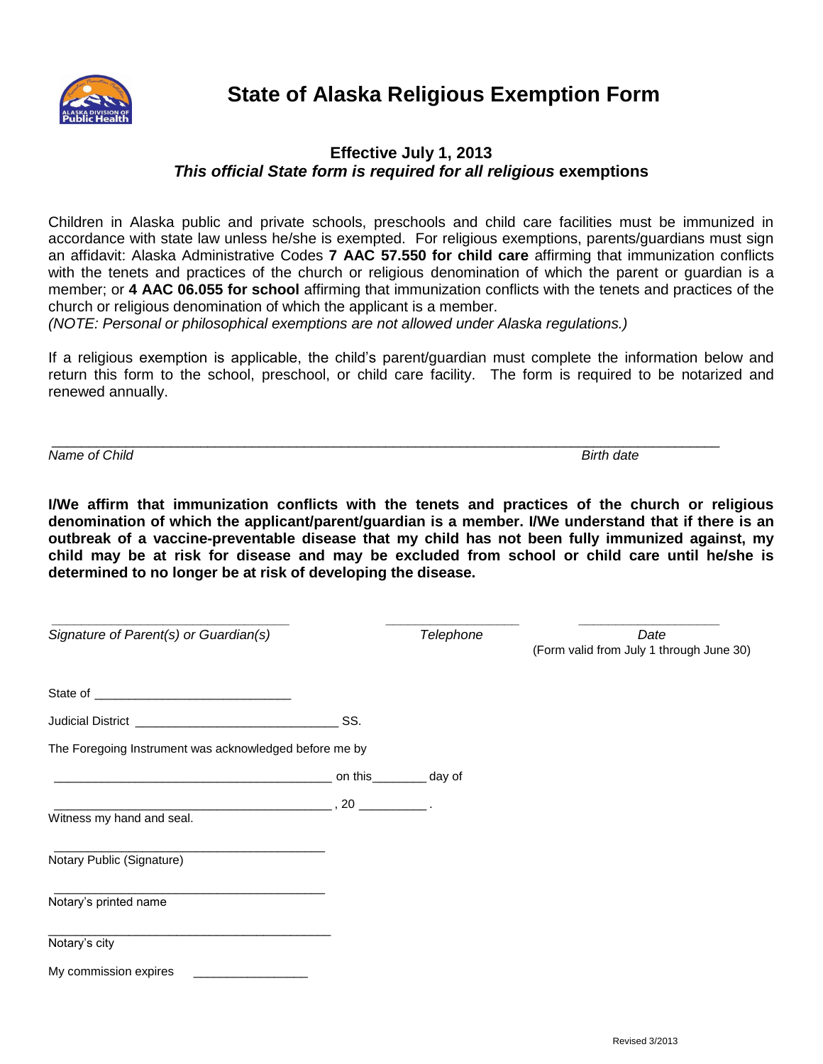# State of Alaska Religious Exemption Form

**Effective July 1, 2013**
***This official State form is required for all religious* exemptions**

Children in Alaska public and private schools, preschools and child care facilities must be immunized in accordance with state law unless he/she is exempted. For religious exemptions, parents/guardians must sign an affidavit: Alaska Administrative Codes **7 AAC 57.550 for child care** affirming that immunization conflicts with the tenets and practices of the church or religious denomination of which the parent or guardian is a member; or **4 AAC 06.055 for school** affirming that immunization conflicts with the tenets and practices of the church or religious denomination of which the applicant is a member.
*(NOTE: Personal or philosophical exemptions are not allowed under Alaska regulations.)*

If a religious exemption is applicable, the child's parent/guardian must complete the information below and return this form to the school, preschool, or child care facility. The form is required to be notarized and renewed annually.

_______________________________________________________________________________

*Name of Child* *Birth date*

**I/We affirm that immunization conflicts with the tenets and practices of the church or religious denomination of which the applicant/parent/guardian is a member. I/We understand that if there is an outbreak of a vaccine-preventable disease that my child has not been fully immunized against, my child may be at risk for disease and may be excluded from school or child care until he/she is determined to no longer be at risk of developing the disease.**

________________________________ ___________________ ___________________

*Signature of Parent(s) or Guardian(s)* *Telephone* *Date*
(Form valid from July 1 through June 30)

State of ____________________________

Judicial District ____________________________ SS.

The Foregoing Instrument was acknowledged before me by

________________________________________ on this________ day of

________________________________________ , 20 __________ .

Witness my hand and seal.

________________________________________

Notary Public (Signature)

________________________________________

Notary's printed name

________________________________________

Notary's city

My commission expires ________________

Revised 3/2013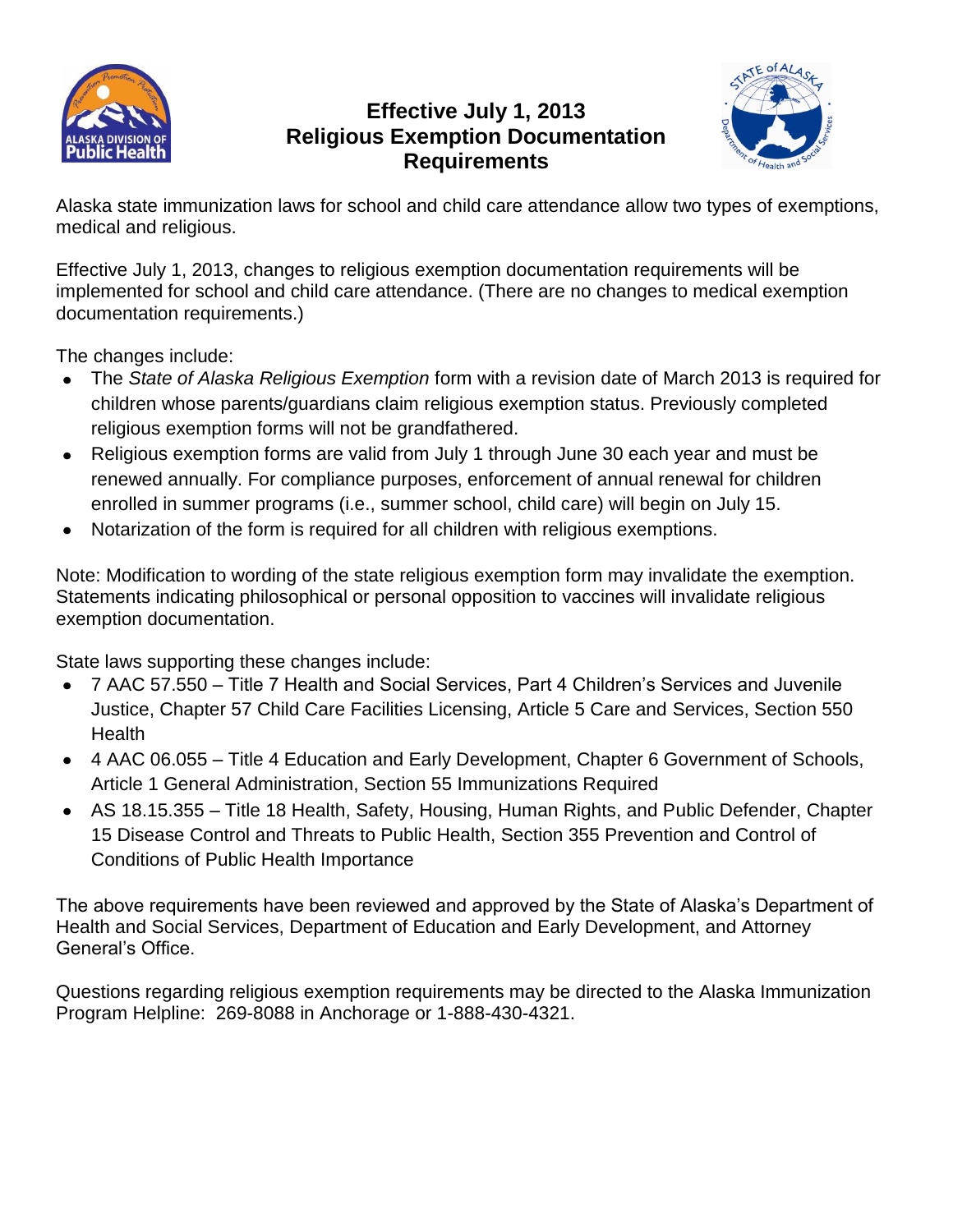# Effective July 1, 2013
# Religious Exemption Documentation Requirements

Alaska state immunization laws for school and child care attendance allow two types of exemptions, medical and religious.

Effective July 1, 2013, changes to religious exemption documentation requirements will be implemented for school and child care attendance. (There are no changes to medical exemption documentation requirements.)

The changes include:

- The *State of Alaska Religious Exemption* form with a revision date of March 2013 is required for children whose parents/guardians claim religious exemption status. Previously completed religious exemption forms will not be grandfathered.
- Religious exemption forms are valid from July 1 through June 30 each year and must be renewed annually. For compliance purposes, enforcement of annual renewal for children enrolled in summer programs (i.e., summer school, child care) will begin on July 15.
- Notarization of the form is required for all children with religious exemptions.

Note: Modification to wording of the state religious exemption form may invalidate the exemption. Statements indicating philosophical or personal opposition to vaccines will invalidate religious exemption documentation.

State laws supporting these changes include:

- 7 AAC 57.550 – Title 7 Health and Social Services, Part 4 Children's Services and Juvenile Justice, Chapter 57 Child Care Facilities Licensing, Article 5 Care and Services, Section 550 Health
- 4 AAC 06.055 – Title 4 Education and Early Development, Chapter 6 Government of Schools, Article 1 General Administration, Section 55 Immunizations Required
- AS 18.15.355 – Title 18 Health, Safety, Housing, Human Rights, and Public Defender, Chapter 15 Disease Control and Threats to Public Health, Section 355 Prevention and Control of Conditions of Public Health Importance

The above requirements have been reviewed and approved by the State of Alaska's Department of Health and Social Services, Department of Education and Early Development, and Attorney General's Office.

Questions regarding religious exemption requirements may be directed to the Alaska Immunization Program Helpline: 269-8088 in Anchorage or 1-888-430-4321.